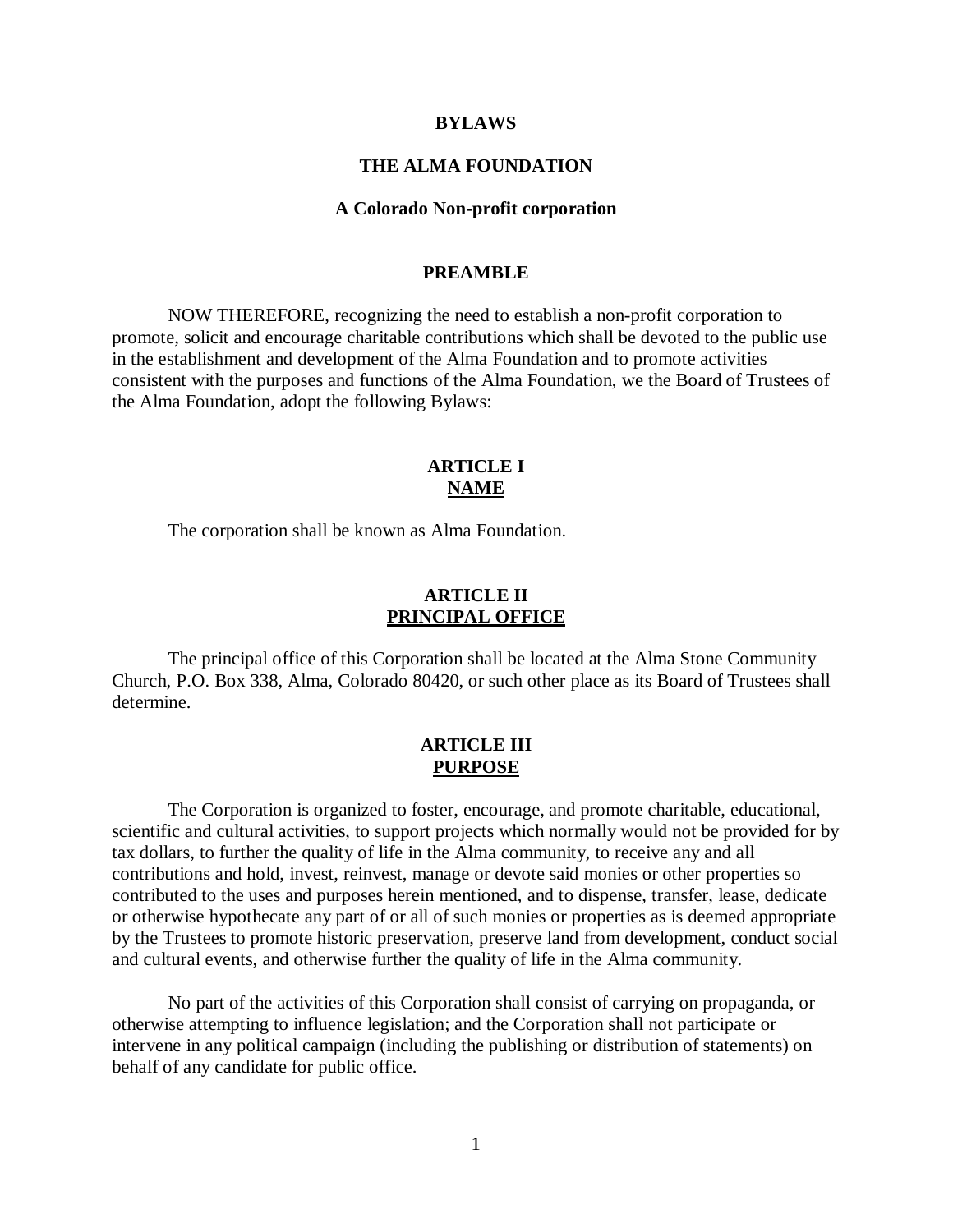# BYLAWS

# THE ALMA FOUNDATION

## A Colorado Non-profit corporation

## PREAMBLE

NOW THEREFORE, recognizing the need to establish a non-profit corporation to promote, solicit and encourage charitable contributions which shall be devoted to the public use in the establishment and development of the Alma Foundation and to promote activities consistent with the purposes and functions of the Alma Foundation, we the Board of Trustees of the Alma Foundation, adopt the following Bylaws:

## ARTICLE I
## NAME

The corporation shall be known as Alma Foundation.

## ARTICLE II
## PRINCIPAL OFFICE

The principal office of this Corporation shall be located at the Alma Stone Community Church, P.O. Box 338, Alma, Colorado 80420, or such other place as its Board of Trustees shall determine.

## ARTICLE III
## PURPOSE

The Corporation is organized to foster, encourage, and promote charitable, educational, scientific and cultural activities, to support projects which normally would not be provided for by tax dollars, to further the quality of life in the Alma community, to receive any and all contributions and hold, invest, reinvest, manage or devote said monies or other properties so contributed to the uses and purposes herein mentioned, and to dispense, transfer, lease, dedicate or otherwise hypothecate any part of or all of such monies or properties as is deemed appropriate by the Trustees to promote historic preservation, preserve land from development, conduct social and cultural events, and otherwise further the quality of life in the Alma community.

No part of the activities of this Corporation shall consist of carrying on propaganda, or otherwise attempting to influence legislation; and the Corporation shall not participate or intervene in any political campaign (including the publishing or distribution of statements) on behalf of any candidate for public office.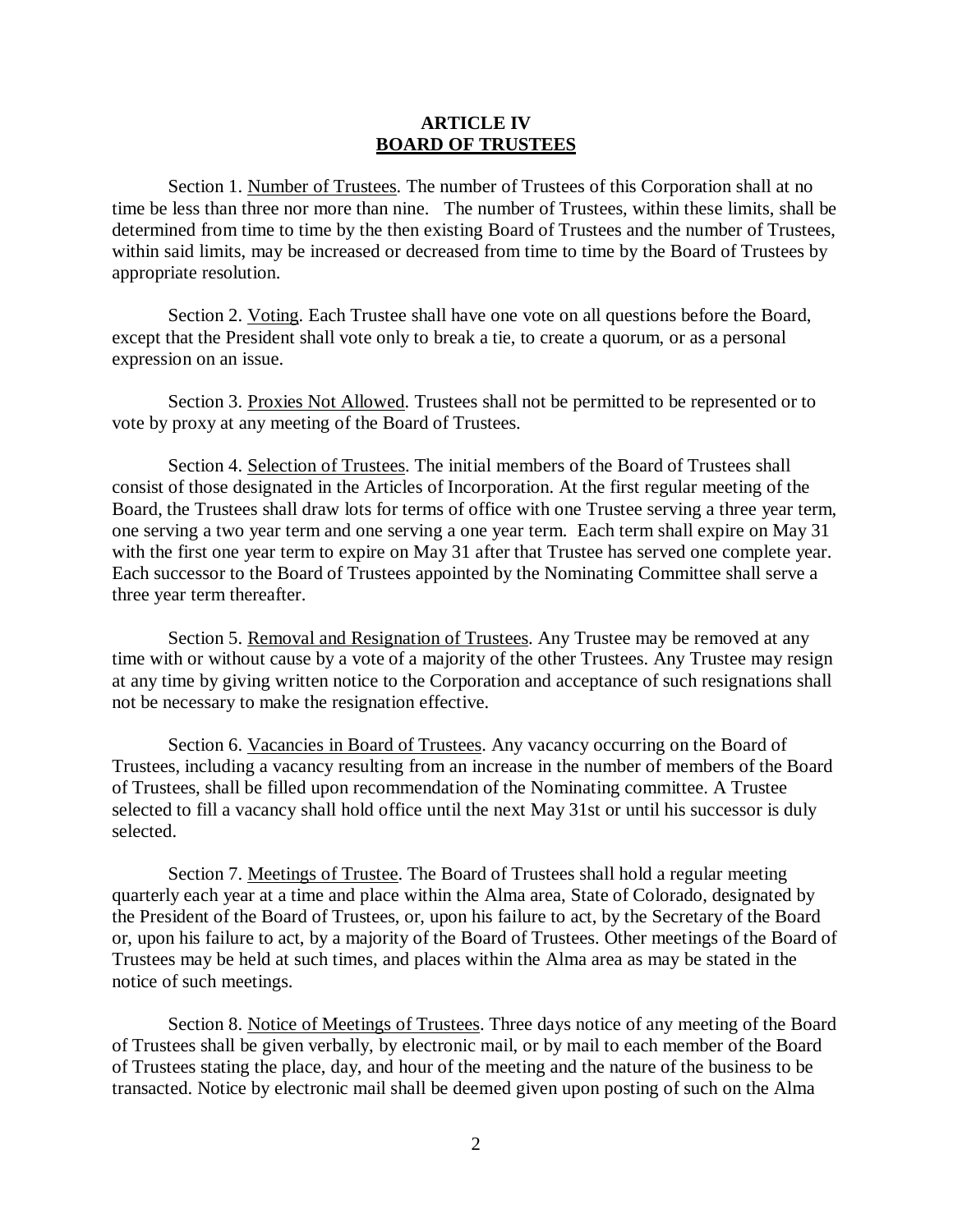**ARTICLE IV**
**BOARD OF TRUSTEES**

Section 1. Number of Trustees. The number of Trustees of this Corporation shall at no time be less than three nor more than nine. The number of Trustees, within these limits, shall be determined from time to time by the then existing Board of Trustees and the number of Trustees, within said limits, may be increased or decreased from time to time by the Board of Trustees by appropriate resolution.

Section 2. Voting. Each Trustee shall have one vote on all questions before the Board, except that the President shall vote only to break a tie, to create a quorum, or as a personal expression on an issue.

Section 3. Proxies Not Allowed. Trustees shall not be permitted to be represented or to vote by proxy at any meeting of the Board of Trustees.

Section 4. Selection of Trustees. The initial members of the Board of Trustees shall consist of those designated in the Articles of Incorporation. At the first regular meeting of the Board, the Trustees shall draw lots for terms of office with one Trustee serving a three year term, one serving a two year term and one serving a one year term. Each term shall expire on May 31 with the first one year term to expire on May 31 after that Trustee has served one complete year. Each successor to the Board of Trustees appointed by the Nominating Committee shall serve a three year term thereafter.

Section 5. Removal and Resignation of Trustees. Any Trustee may be removed at any time with or without cause by a vote of a majority of the other Trustees. Any Trustee may resign at any time by giving written notice to the Corporation and acceptance of such resignations shall not be necessary to make the resignation effective.

Section 6. Vacancies in Board of Trustees. Any vacancy occurring on the Board of Trustees, including a vacancy resulting from an increase in the number of members of the Board of Trustees, shall be filled upon recommendation of the Nominating committee. A Trustee selected to fill a vacancy shall hold office until the next May 31st or until his successor is duly selected.

Section 7. Meetings of Trustee. The Board of Trustees shall hold a regular meeting quarterly each year at a time and place within the Alma area, State of Colorado, designated by the President of the Board of Trustees, or, upon his failure to act, by the Secretary of the Board or, upon his failure to act, by a majority of the Board of Trustees. Other meetings of the Board of Trustees may be held at such times, and places within the Alma area as may be stated in the notice of such meetings.

Section 8. Notice of Meetings of Trustees. Three days notice of any meeting of the Board of Trustees shall be given verbally, by electronic mail, or by mail to each member of the Board of Trustees stating the place, day, and hour of the meeting and the nature of the business to be transacted. Notice by electronic mail shall be deemed given upon posting of such on the Alma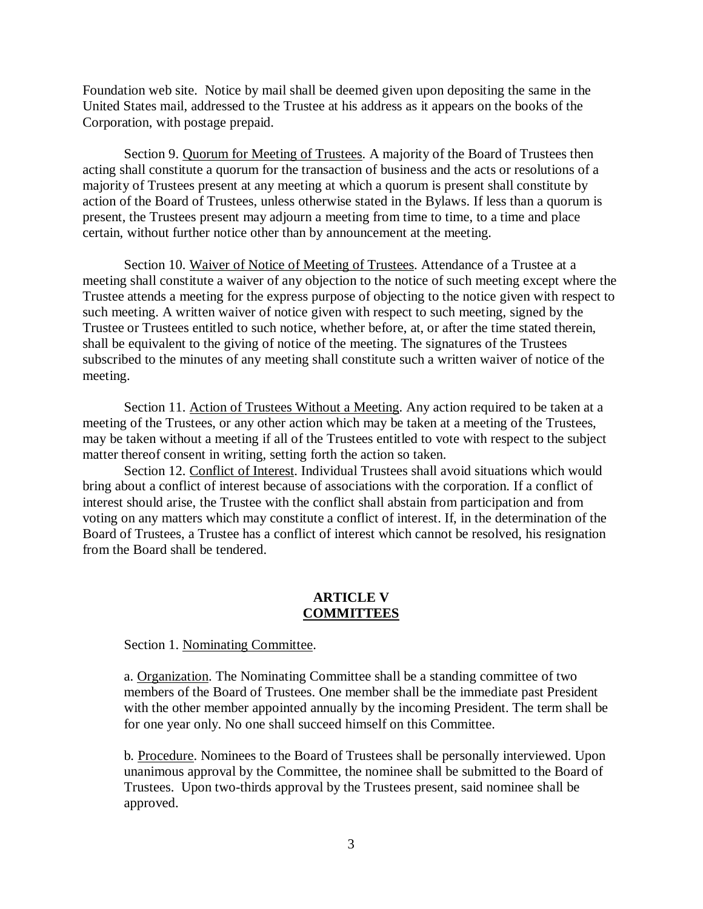Foundation web site. Notice by mail shall be deemed given upon depositing the same in the United States mail, addressed to the Trustee at his address as it appears on the books of the Corporation, with postage prepaid.

Section 9. Quorum for Meeting of Trustees. A majority of the Board of Trustees then acting shall constitute a quorum for the transaction of business and the acts or resolutions of a majority of Trustees present at any meeting at which a quorum is present shall constitute by action of the Board of Trustees, unless otherwise stated in the Bylaws. If less than a quorum is present, the Trustees present may adjourn a meeting from time to time, to a time and place certain, without further notice other than by announcement at the meeting.

Section 10. Waiver of Notice of Meeting of Trustees. Attendance of a Trustee at a meeting shall constitute a waiver of any objection to the notice of such meeting except where the Trustee attends a meeting for the express purpose of objecting to the notice given with respect to such meeting. A written waiver of notice given with respect to such meeting, signed by the Trustee or Trustees entitled to such notice, whether before, at, or after the time stated therein, shall be equivalent to the giving of notice of the meeting. The signatures of the Trustees subscribed to the minutes of any meeting shall constitute such a written waiver of notice of the meeting.

Section 11. Action of Trustees Without a Meeting. Any action required to be taken at a meeting of the Trustees, or any other action which may be taken at a meeting of the Trustees, may be taken without a meeting if all of the Trustees entitled to vote with respect to the subject matter thereof consent in writing, setting forth the action so taken.

Section 12. Conflict of Interest. Individual Trustees shall avoid situations which would bring about a conflict of interest because of associations with the corporation. If a conflict of interest should arise, the Trustee with the conflict shall abstain from participation and from voting on any matters which may constitute a conflict of interest. If, in the determination of the Board of Trustees, a Trustee has a conflict of interest which cannot be resolved, his resignation from the Board shall be tendered.

## ARTICLE V
## COMMITTEES

Section 1. Nominating Committee.

a. Organization. The Nominating Committee shall be a standing committee of two members of the Board of Trustees. One member shall be the immediate past President with the other member appointed annually by the incoming President. The term shall be for one year only. No one shall succeed himself on this Committee.

b. Procedure. Nominees to the Board of Trustees shall be personally interviewed. Upon unanimous approval by the Committee, the nominee shall be submitted to the Board of Trustees. Upon two-thirds approval by the Trustees present, said nominee shall be approved.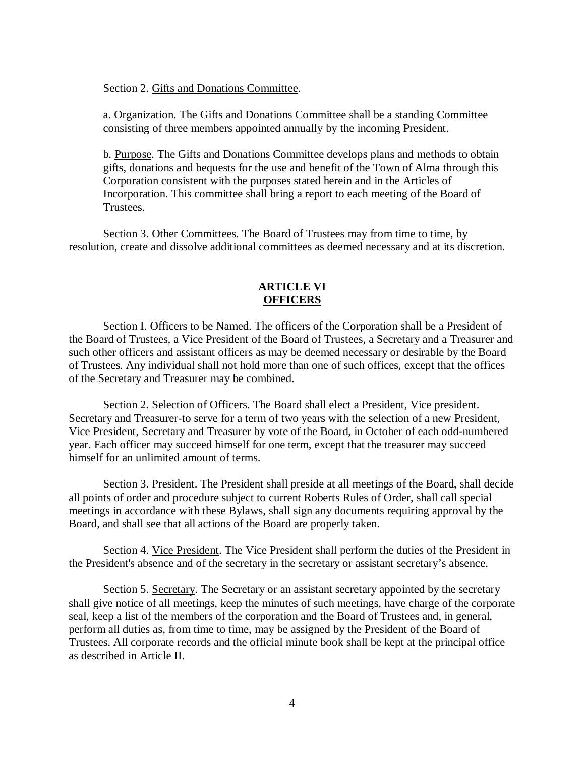Section 2. Gifts and Donations Committee.

a. Organization. The Gifts and Donations Committee shall be a standing Committee consisting of three members appointed annually by the incoming President.

b. Purpose. The Gifts and Donations Committee develops plans and methods to obtain gifts, donations and bequests for the use and benefit of the Town of Alma through this Corporation consistent with the purposes stated herein and in the Articles of Incorporation. This committee shall bring a report to each meeting of the Board of Trustees.

Section 3. Other Committees. The Board of Trustees may from time to time, by resolution, create and dissolve additional committees as deemed necessary and at its discretion.

## ARTICLE VI
## OFFICERS

Section I. Officers to be Named. The officers of the Corporation shall be a President of the Board of Trustees, a Vice President of the Board of Trustees, a Secretary and a Treasurer and such other officers and assistant officers as may be deemed necessary or desirable by the Board of Trustees. Any individual shall not hold more than one of such offices, except that the offices of the Secretary and Treasurer may be combined.

Section 2. Selection of Officers. The Board shall elect a President, Vice president. Secretary and Treasurer-to serve for a term of two years with the selection of a new President, Vice President, Secretary and Treasurer by vote of the Board, in October of each odd-numbered year. Each officer may succeed himself for one term, except that the treasurer may succeed himself for an unlimited amount of terms.

Section 3. President. The President shall preside at all meetings of the Board, shall decide all points of order and procedure subject to current Roberts Rules of Order, shall call special meetings in accordance with these Bylaws, shall sign any documents requiring approval by the Board, and shall see that all actions of the Board are properly taken.

Section 4. Vice President. The Vice President shall perform the duties of the President in the President's absence and of the secretary in the secretary or assistant secretary's absence.

Section 5. Secretary. The Secretary or an assistant secretary appointed by the secretary shall give notice of all meetings, keep the minutes of such meetings, have charge of the corporate seal, keep a list of the members of the corporation and the Board of Trustees and, in general, perform all duties as, from time to time, may be assigned by the President of the Board of Trustees. All corporate records and the official minute book shall be kept at the principal office as described in Article II.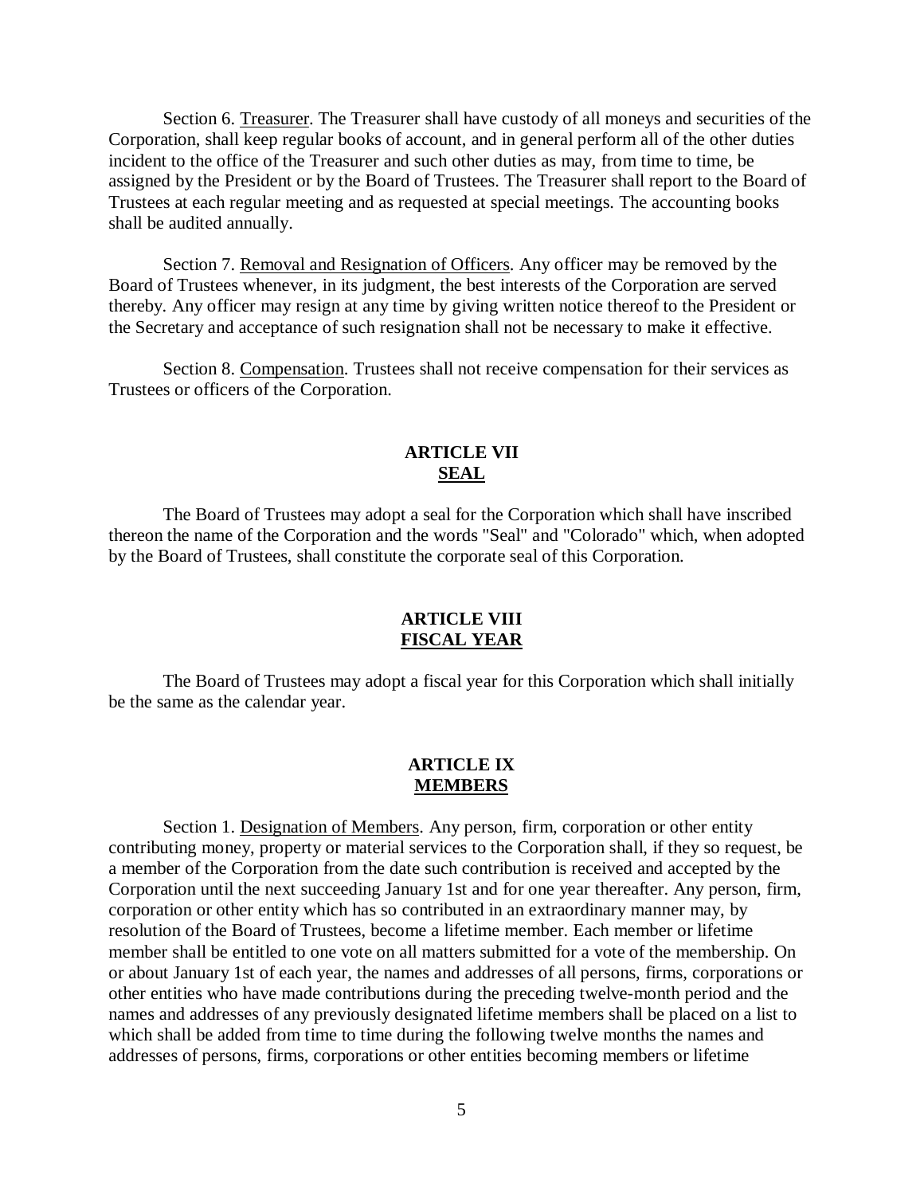Section 6. Treasurer. The Treasurer shall have custody of all moneys and securities of the Corporation, shall keep regular books of account, and in general perform all of the other duties incident to the office of the Treasurer and such other duties as may, from time to time, be assigned by the President or by the Board of Trustees. The Treasurer shall report to the Board of Trustees at each regular meeting and as requested at special meetings. The accounting books shall be audited annually.

Section 7. Removal and Resignation of Officers. Any officer may be removed by the Board of Trustees whenever, in its judgment, the best interests of the Corporation are served thereby. Any officer may resign at any time by giving written notice thereof to the President or the Secretary and acceptance of such resignation shall not be necessary to make it effective.

Section 8. Compensation. Trustees shall not receive compensation for their services as Trustees or officers of the Corporation.

## ARTICLE VII
## SEAL

The Board of Trustees may adopt a seal for the Corporation which shall have inscribed thereon the name of the Corporation and the words "Seal" and "Colorado" which, when adopted by the Board of Trustees, shall constitute the corporate seal of this Corporation.

## ARTICLE VIII
## FISCAL YEAR

The Board of Trustees may adopt a fiscal year for this Corporation which shall initially be the same as the calendar year.

## ARTICLE IX
## MEMBERS

Section 1. Designation of Members. Any person, firm, corporation or other entity contributing money, property or material services to the Corporation shall, if they so request, be a member of the Corporation from the date such contribution is received and accepted by the Corporation until the next succeeding January 1st and for one year thereafter. Any person, firm, corporation or other entity which has so contributed in an extraordinary manner may, by resolution of the Board of Trustees, become a lifetime member. Each member or lifetime member shall be entitled to one vote on all matters submitted for a vote of the membership. On or about January 1st of each year, the names and addresses of all persons, firms, corporations or other entities who have made contributions during the preceding twelve-month period and the names and addresses of any previously designated lifetime members shall be placed on a list to which shall be added from time to time during the following twelve months the names and addresses of persons, firms, corporations or other entities becoming members or lifetime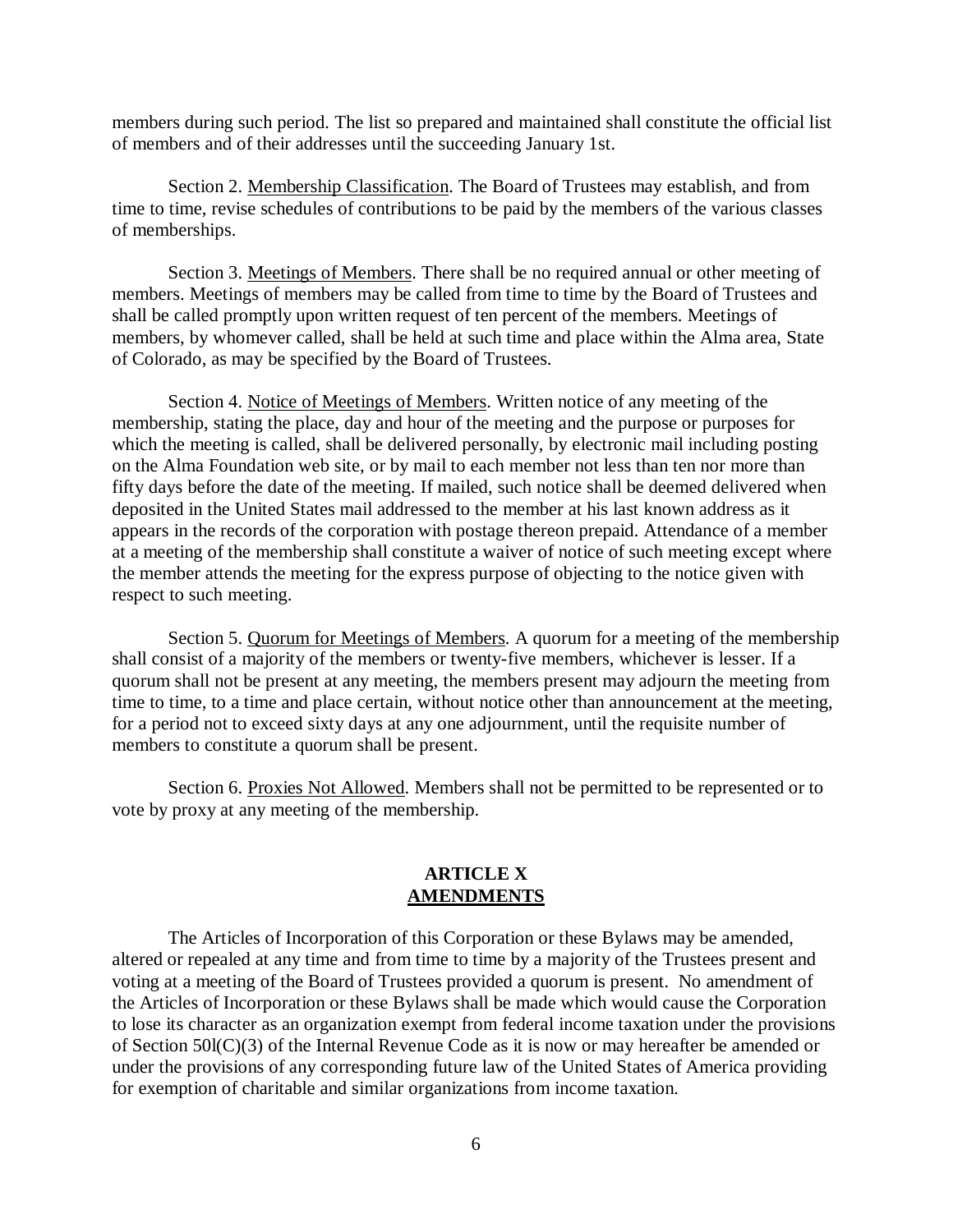members during such period. The list so prepared and maintained shall constitute the official list of members and of their addresses until the succeeding January 1st.

Section 2. Membership Classification. The Board of Trustees may establish, and from time to time, revise schedules of contributions to be paid by the members of the various classes of memberships.

Section 3. Meetings of Members. There shall be no required annual or other meeting of members. Meetings of members may be called from time to time by the Board of Trustees and shall be called promptly upon written request of ten percent of the members. Meetings of members, by whomever called, shall be held at such time and place within the Alma area, State of Colorado, as may be specified by the Board of Trustees.

Section 4. Notice of Meetings of Members. Written notice of any meeting of the membership, stating the place, day and hour of the meeting and the purpose or purposes for which the meeting is called, shall be delivered personally, by electronic mail including posting on the Alma Foundation web site, or by mail to each member not less than ten nor more than fifty days before the date of the meeting. If mailed, such notice shall be deemed delivered when deposited in the United States mail addressed to the member at his last known address as it appears in the records of the corporation with postage thereon prepaid. Attendance of a member at a meeting of the membership shall constitute a waiver of notice of such meeting except where the member attends the meeting for the express purpose of objecting to the notice given with respect to such meeting.

Section 5. Quorum for Meetings of Members. A quorum for a meeting of the membership shall consist of a majority of the members or twenty-five members, whichever is lesser. If a quorum shall not be present at any meeting, the members present may adjourn the meeting from time to time, to a time and place certain, without notice other than announcement at the meeting, for a period not to exceed sixty days at any one adjournment, until the requisite number of members to constitute a quorum shall be present.

Section 6. Proxies Not Allowed. Members shall not be permitted to be represented or to vote by proxy at any meeting of the membership.

## ARTICLE X
## AMENDMENTS

The Articles of Incorporation of this Corporation or these Bylaws may be amended, altered or repealed at any time and from time to time by a majority of the Trustees present and voting at a meeting of the Board of Trustees provided a quorum is present. No amendment of the Articles of Incorporation or these Bylaws shall be made which would cause the Corporation to lose its character as an organization exempt from federal income taxation under the provisions of Section 50l(C)(3) of the Internal Revenue Code as it is now or may hereafter be amended or under the provisions of any corresponding future law of the United States of America providing for exemption of charitable and similar organizations from income taxation.